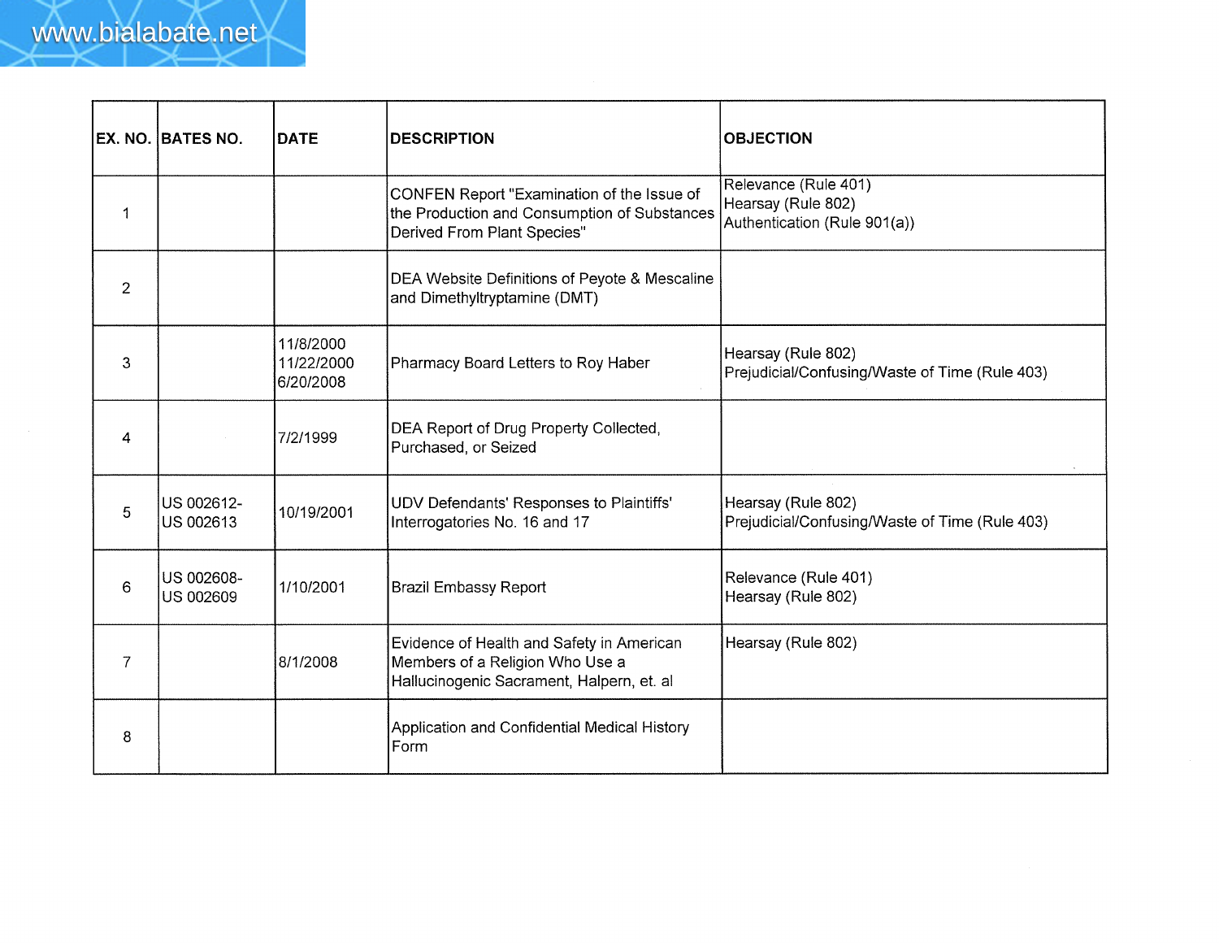| EX. NO. | BATES NO. | DATE | DESCRIPTION | OBJECTION |
|---|---|---|---|---|
| 1 | | | CONFEN Report "Examination of the Issue of the Production and Consumption of Substances Derived From Plant Species" | Relevance (Rule 401)<br>Hearsay (Rule 802)<br>Authentication (Rule 901(a)) |
| 2 | | | DEA Website Definitions of Peyote & Mescaline and Dimethyltryptamine (DMT) | |
| 3 | | 11/8/2000<br>11/22/2000<br>6/20/2008 | Pharmacy Board Letters to Roy Haber | Hearsay (Rule 802)<br>Prejudicial/Confusing/Waste of Time (Rule 403) |
| 4 | | 7/2/1999 | DEA Report of Drug Property Collected, Purchased, or Seized | |
| 5 | US 002612-<br>US 002613 | 10/19/2001 | UDV Defendants' Responses to Plaintiffs' Interrogatories No. 16 and 17 | Hearsay (Rule 802)<br>Prejudicial/Confusing/Waste of Time (Rule 403) |
| 6 | US 002608-<br>US 002609 | 1/10/2001 | Brazil Embassy Report | Relevance (Rule 401)<br>Hearsay (Rule 802) |
| 7 | | 8/1/2008 | Evidence of Health and Safety in American Members of a Religion Who Use a Hallucinogenic Sacrament, Halpern, et. al | Hearsay (Rule 802) |
| 8 | | | Application and Confidential Medical History Form | |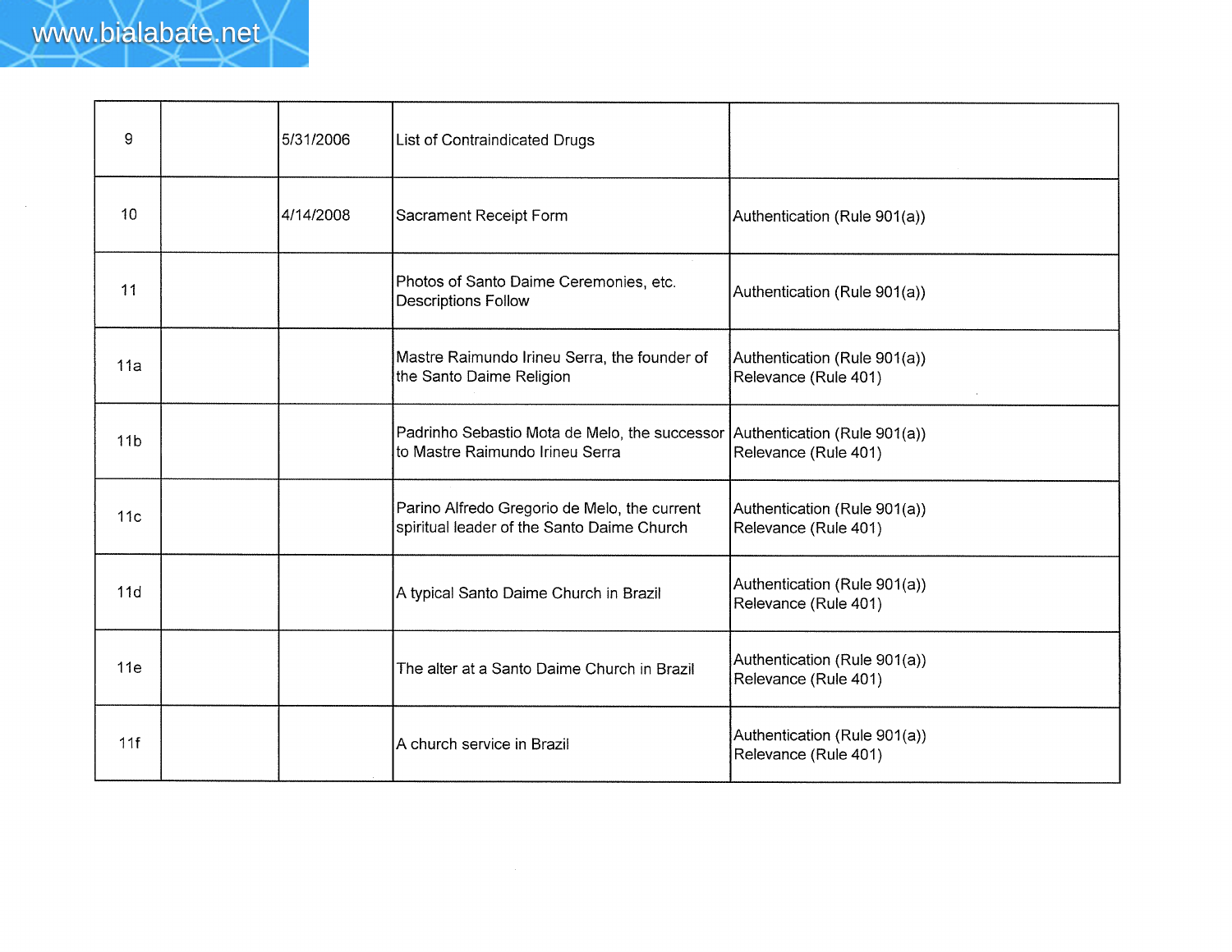| | | | | |
|---|---|---|---|---|
| 9 | | 5/31/2006 | List of Contraindicated Drugs | |
| 10 | | 4/14/2008 | Sacrament Receipt Form | Authentication (Rule 901(a)) |
| 11 | | | Photos of Santo Daime Ceremonies, etc. Descriptions Follow | Authentication (Rule 901(a)) |
| 11a | | | Mastre Raimundo Irineu Serra, the founder of the Santo Daime Religion | Authentication (Rule 901(a)) Relevance (Rule 401) |
| 11b | | | Padrinho Sebastio Mota de Melo, the successor to Mastre Raimundo Irineu Serra | Authentication (Rule 901(a)) Relevance (Rule 401) |
| 11c | | | Parino Alfredo Gregorio de Melo, the current spiritual leader of the Santo Daime Church | Authentication (Rule 901(a)) Relevance (Rule 401) |
| 11d | | | A typical Santo Daime Church in Brazil | Authentication (Rule 901(a)) Relevance (Rule 401) |
| 11e | | | The alter at a Santo Daime Church in Brazil | Authentication (Rule 901(a)) Relevance (Rule 401) |
| 11f | | | A church service in Brazil | Authentication (Rule 901(a)) Relevance (Rule 401) |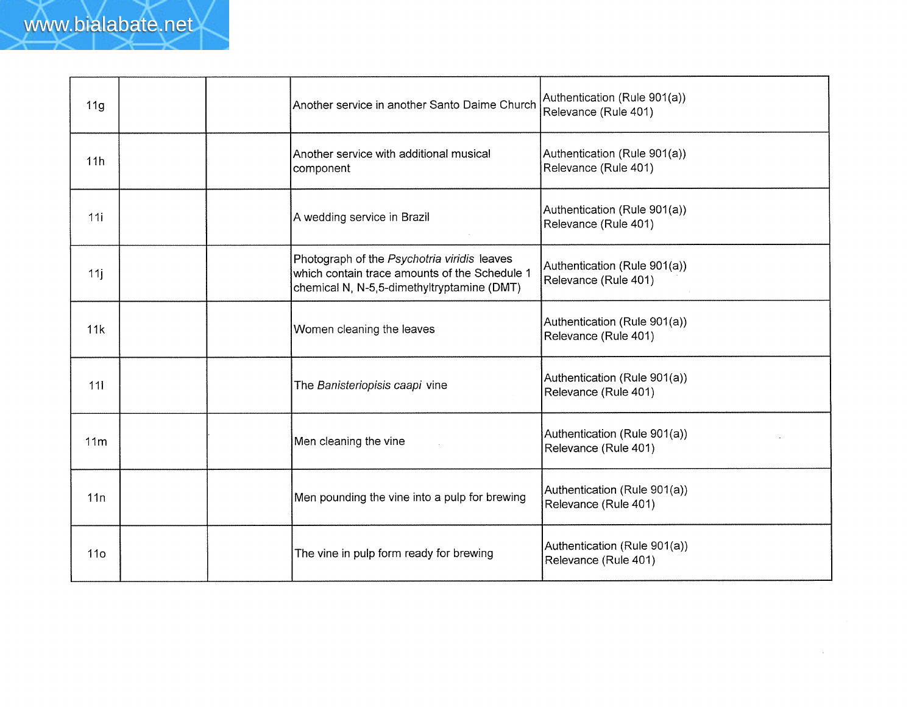| | | | | |
|---|---|---|---|---|
| 11g | | | Another service in another Santo Daime Church | Authentication (Rule 901(a))<br>Relevance (Rule 401) |
| 11h | | | Another service with additional musical component | Authentication (Rule 901(a))<br>Relevance (Rule 401) |
| 11i | | | A wedding service in Brazil | Authentication (Rule 901(a))<br>Relevance (Rule 401) |
| 11j | | | Photograph of the *Psychotria viridis* leaves which contain trace amounts of the Schedule 1 chemical N, N-5,5-dimethyltryptamine (DMT) | Authentication (Rule 901(a))<br>Relevance (Rule 401) |
| 11k | | | Women cleaning the leaves | Authentication (Rule 901(a))<br>Relevance (Rule 401) |
| 11l | | | The *Banisteriopisis caapi* vine | Authentication (Rule 901(a))<br>Relevance (Rule 401) |
| 11m | | | Men cleaning the vine | Authentication (Rule 901(a))<br>Relevance (Rule 401) |
| 11n | | | Men pounding the vine into a pulp for brewing | Authentication (Rule 901(a))<br>Relevance (Rule 401) |
| 11o | | | The vine in pulp form ready for brewing | Authentication (Rule 901(a))<br>Relevance (Rule 401) |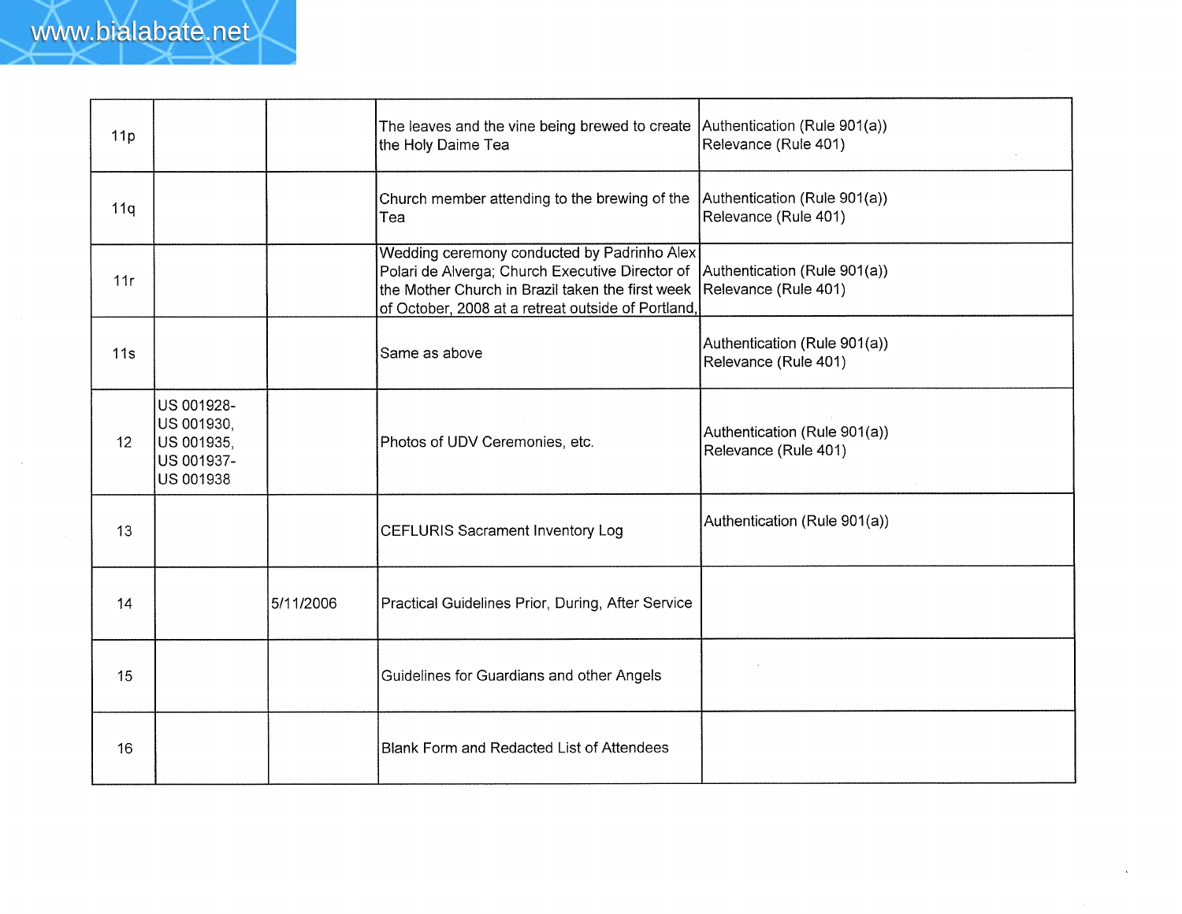| | | | | |
|---|---|---|---|---|
| 11p | | | The leaves and the vine being brewed to create the Holy Daime Tea | Authentication (Rule 901(a)) Relevance (Rule 401) |
| 11q | | | Church member attending to the brewing of the Tea | Authentication (Rule 901(a)) Relevance (Rule 401) |
| 11r | | | Wedding ceremony conducted by Padrinho Alex Polari de Alverga; Church Executive Director of the Mother Church in Brazil taken the first week of October, 2008 at a retreat outside of Portland, | Authentication (Rule 901(a)) Relevance (Rule 401) |
| 11s | | | Same as above | Authentication (Rule 901(a)) Relevance (Rule 401) |
| 12 | US 001928- US 001930, US 001935, US 001937- US 001938 | | Photos of UDV Ceremonies, etc. | Authentication (Rule 901(a)) Relevance (Rule 401) |
| 13 | | | CEFLURIS Sacrament Inventory Log | Authentication (Rule 901(a)) |
| 14 | | 5/11/2006 | Practical Guidelines Prior, During, After Service | |
| 15 | | | Guidelines for Guardians and other Angels | |
| 16 | | | Blank Form and Redacted List of Attendees | |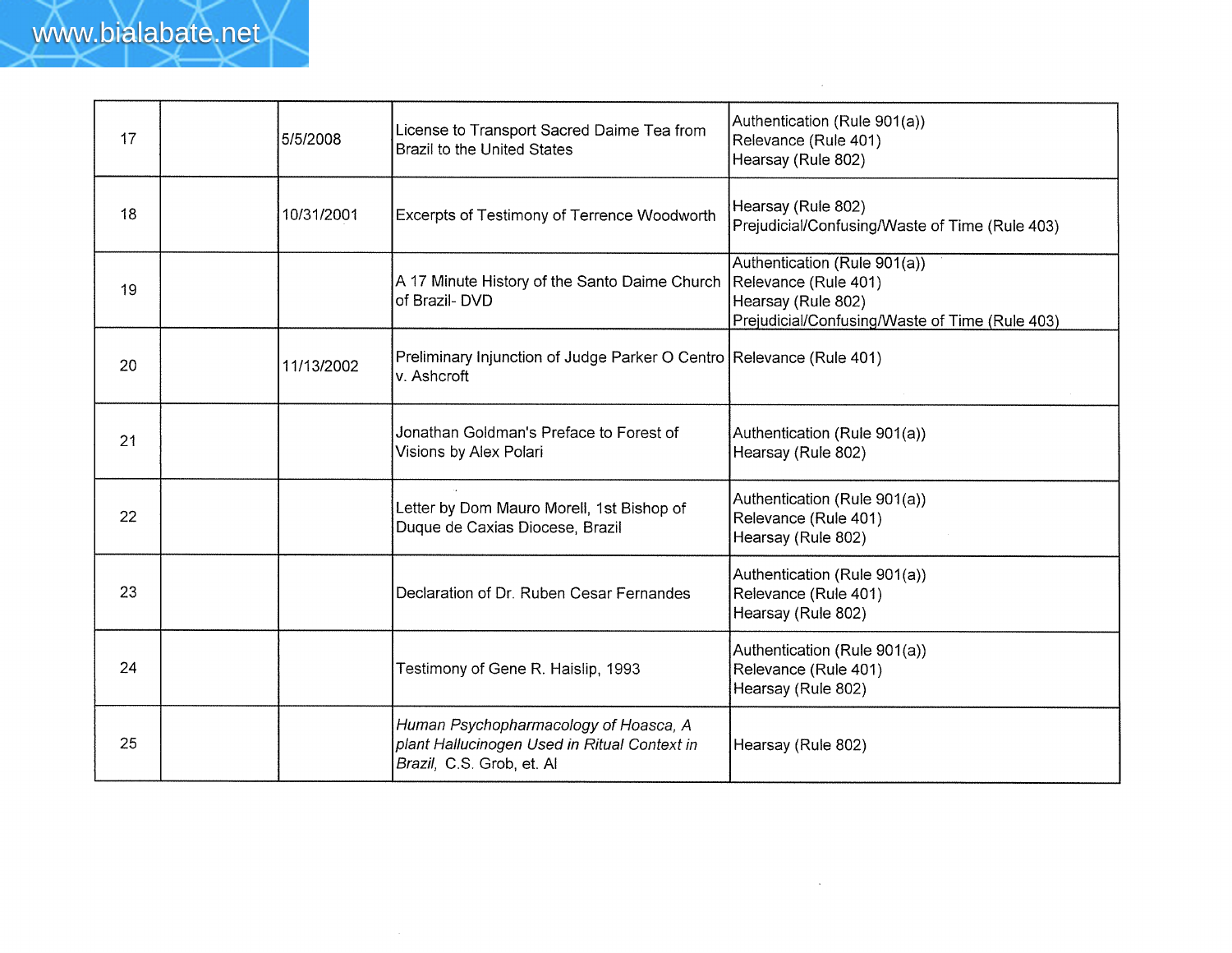| | | | | |
|---|---|---|---|---|
| 17 | | 5/5/2008 | License to Transport Sacred Daime Tea from Brazil to the United States | Authentication (Rule 901(a))<br>Relevance (Rule 401)<br>Hearsay (Rule 802) |
| 18 | | 10/31/2001 | Excerpts of Testimony of Terrence Woodworth | Hearsay (Rule 802)<br>Prejudicial/Confusing/Waste of Time (Rule 403) |
| 19 | | | A 17 Minute History of the Santo Daime Church of Brazil- DVD | Authentication (Rule 901(a))<br>Relevance (Rule 401)<br>Hearsay (Rule 802)<br>Prejudicial/Confusing/Waste of Time (Rule 403) |
| 20 | | 11/13/2002 | Preliminary Injunction of Judge Parker O Centro v. Ashcroft | Relevance (Rule 401) |
| 21 | | | Jonathan Goldman's Preface to Forest of Visions by Alex Polari | Authentication (Rule 901(a))<br>Hearsay (Rule 802) |
| 22 | | | Letter by Dom Mauro Morell, 1st Bishop of Duque de Caxias Diocese, Brazil | Authentication (Rule 901(a))<br>Relevance (Rule 401)<br>Hearsay (Rule 802) |
| 23 | | | Declaration of Dr. Ruben Cesar Fernandes | Authentication (Rule 901(a))<br>Relevance (Rule 401)<br>Hearsay (Rule 802) |
| 24 | | | Testimony of Gene R. Haislip, 1993 | Authentication (Rule 901(a))<br>Relevance (Rule 401)<br>Hearsay (Rule 802) |
| 25 | | | *Human Psychopharmacology of Hoasca, A plant Hallucinogen Used in Ritual Context in Brazil,* C.S. Grob, et. Al | Hearsay (Rule 802) |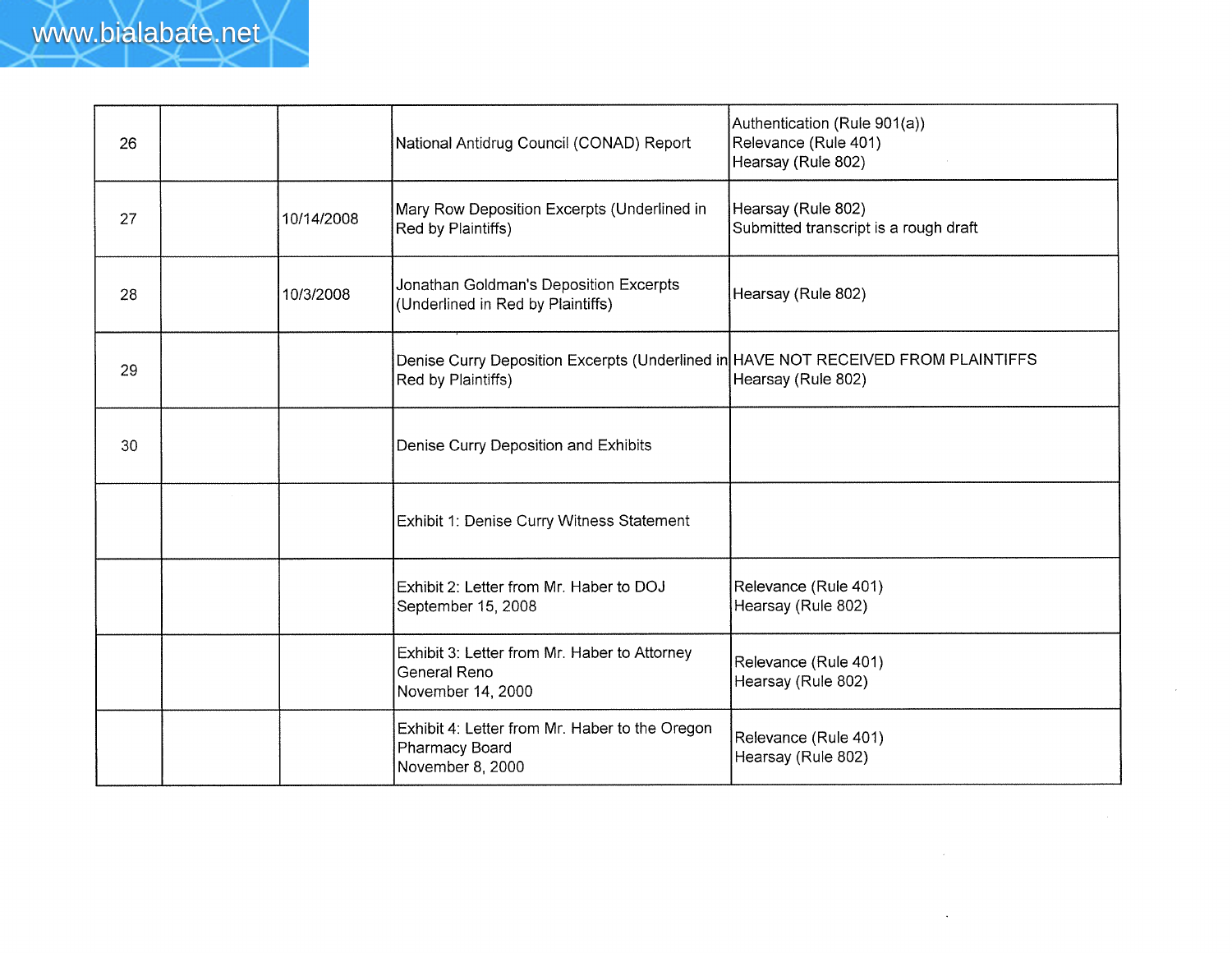| | | | | |
|---|---|---|---|---|
| 26 | | | National Antidrug Council (CONAD) Report | Authentication (Rule 901(a))<br>Relevance (Rule 401)<br>Hearsay (Rule 802) |
| 27 | | 10/14/2008 | Mary Row Deposition Excerpts (Underlined in Red by Plaintiffs) | Hearsay (Rule 802)<br>Submitted transcript is a rough draft |
| 28 | | 10/3/2008 | Jonathan Goldman's Deposition Excerpts (Underlined in Red by Plaintiffs) | Hearsay (Rule 802) |
| 29 | | | Denise Curry Deposition Excerpts (Underlined in Red by Plaintiffs) | HAVE NOT RECEIVED FROM PLAINTIFFS<br>Hearsay (Rule 802) |
| 30 | | | Denise Curry Deposition and Exhibits | |
| | | | Exhibit 1: Denise Curry Witness Statement | |
| | | | Exhibit 2: Letter from Mr. Haber to DOJ<br>September 15, 2008 | Relevance (Rule 401)<br>Hearsay (Rule 802) |
| | | | Exhibit 3: Letter from Mr. Haber to Attorney General Reno<br>November 14, 2000 | Relevance (Rule 401)<br>Hearsay (Rule 802) |
| | | | Exhibit 4: Letter from Mr. Haber to the Oregon Pharmacy Board<br>November 8, 2000 | Relevance (Rule 401)<br>Hearsay (Rule 802) |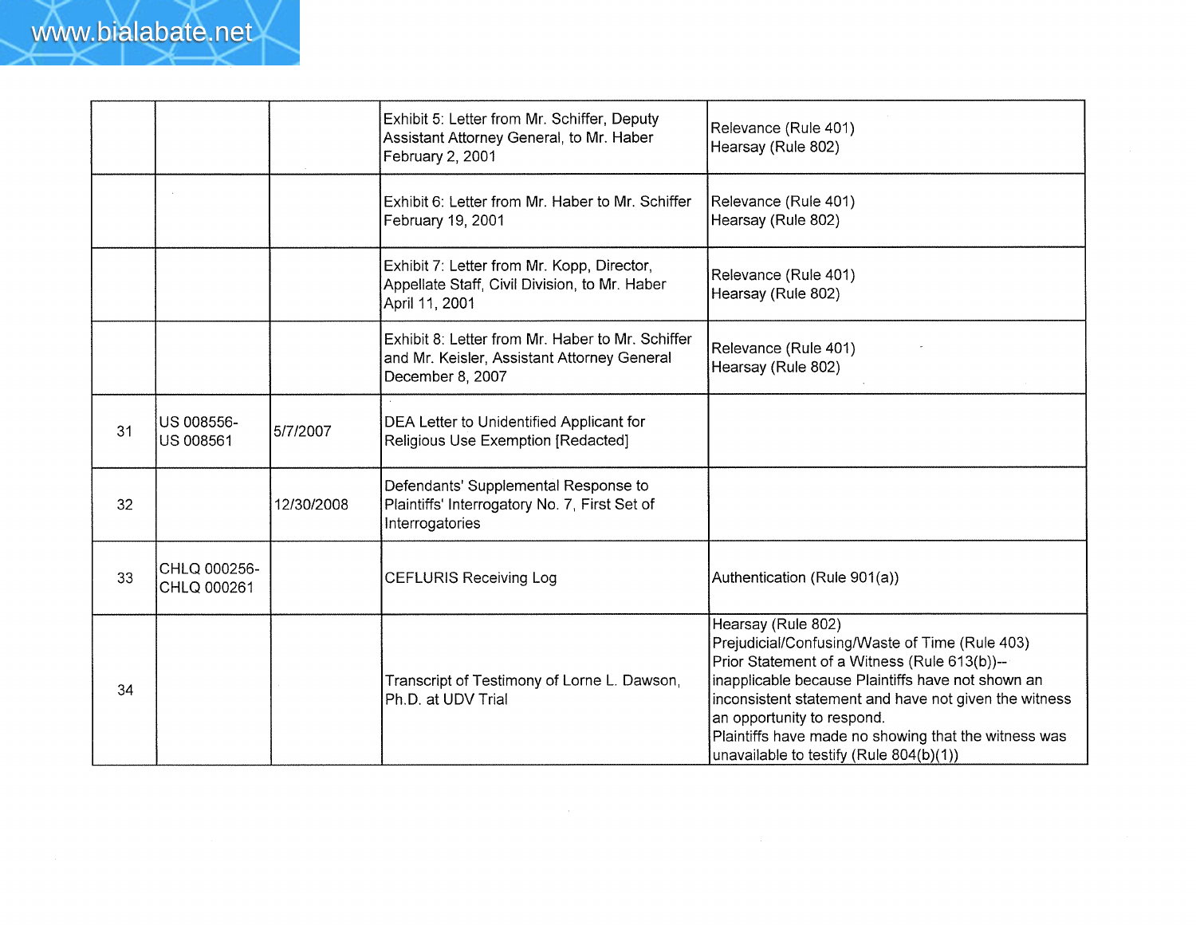| | | | | |
|---|---|---|---|---|
| | | | Exhibit 5: Letter from Mr. Schiffer, Deputy Assistant Attorney General, to Mr. Haber February 2, 2001 | Relevance (Rule 401)<br>Hearsay (Rule 802) |
| | | | Exhibit 6: Letter from Mr. Haber to Mr. Schiffer February 19, 2001 | Relevance (Rule 401)<br>Hearsay (Rule 802) |
| | | | Exhibit 7: Letter from Mr. Kopp, Director, Appellate Staff, Civil Division, to Mr. Haber April 11, 2001 | Relevance (Rule 401)<br>Hearsay (Rule 802) |
| | | | Exhibit 8: Letter from Mr. Haber to Mr. Schiffer and Mr. Keisler, Assistant Attorney General December 8, 2007 | Relevance (Rule 401)<br>Hearsay (Rule 802) |
| 31 | US 008556-<br>US 008561 | 5/7/2007 | DEA Letter to Unidentified Applicant for Religious Use Exemption [Redacted] | |
| 32 | | 12/30/2008 | Defendants' Supplemental Response to Plaintiffs' Interrogatory No. 7, First Set of Interrogatories | |
| 33 | CHLQ 000256-<br>CHLQ 000261 | | CEFLURIS Receiving Log | Authentication (Rule 901(a)) |
| 34 | | | Transcript of Testimony of Lorne L. Dawson, Ph.D. at UDV Trial | Hearsay (Rule 802)<br>Prejudicial/Confusing/Waste of Time (Rule 403)<br>Prior Statement of a Witness (Rule 613(b))--inapplicable because Plaintiffs have not shown an inconsistent statement and have not given the witness an opportunity to respond.<br>Plaintiffs have made no showing that the witness was unavailable to testify (Rule 804(b)(1)) |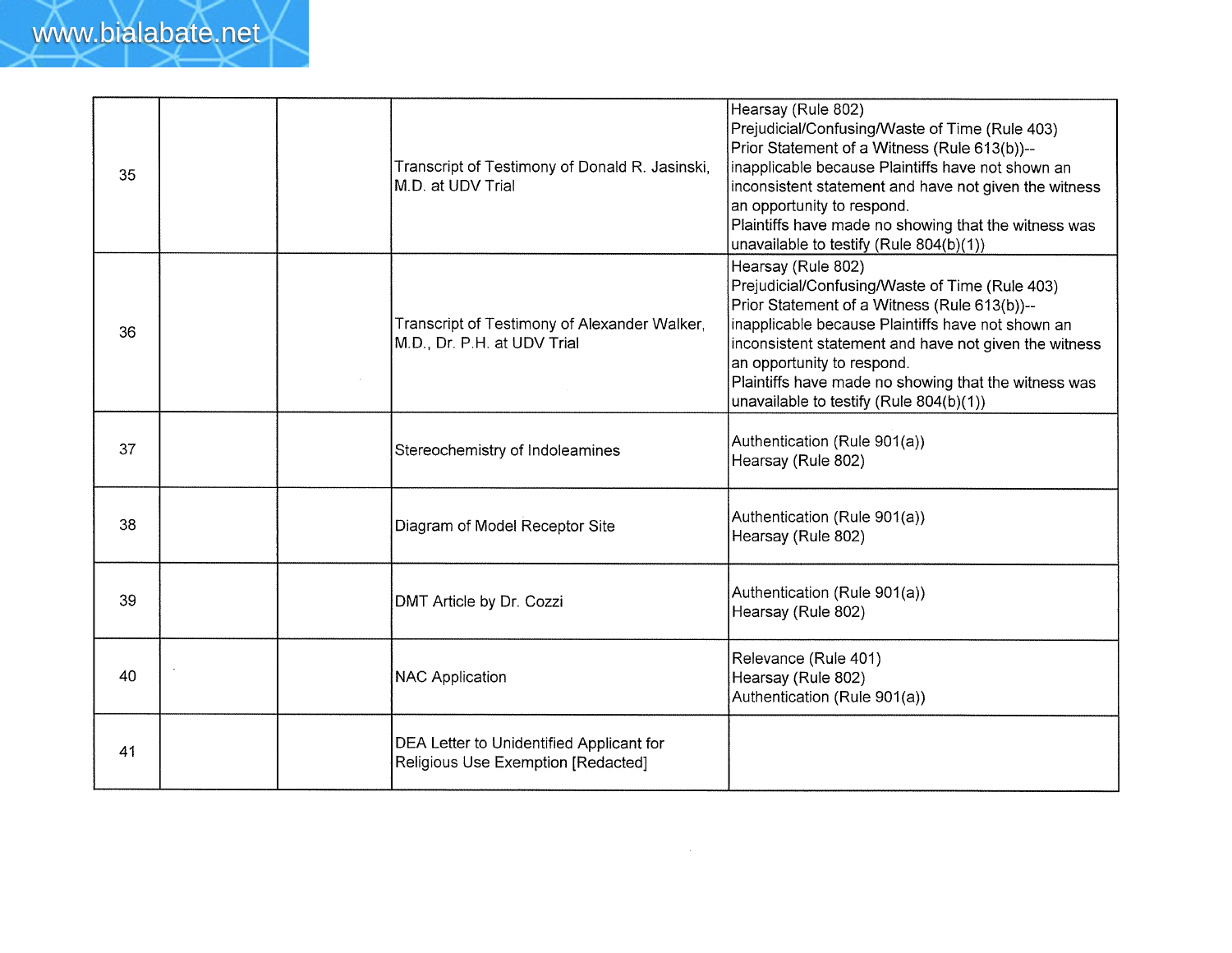| | | | | |
|---|---|---|---|---|
| 35 | | | Transcript of Testimony of Donald R. Jasinski, M.D. at UDV Trial | Hearsay (Rule 802)<br>Prejudicial/Confusing/Waste of Time (Rule 403)<br>Prior Statement of a Witness (Rule 613(b))--inapplicable because Plaintiffs have not shown an inconsistent statement and have not given the witness an opportunity to respond.<br>Plaintiffs have made no showing that the witness was unavailable to testify (Rule 804(b)(1)) |
| 36 | | | Transcript of Testimony of Alexander Walker, M.D., Dr. P.H. at UDV Trial | Hearsay (Rule 802)<br>Prejudicial/Confusing/Waste of Time (Rule 403)<br>Prior Statement of a Witness (Rule 613(b))--inapplicable because Plaintiffs have not shown an inconsistent statement and have not given the witness an opportunity to respond.<br>Plaintiffs have made no showing that the witness was unavailable to testify (Rule 804(b)(1)) |
| 37 | | | Stereochemistry of Indoleamines | Authentication (Rule 901(a))<br>Hearsay (Rule 802) |
| 38 | | | Diagram of Model Receptor Site | Authentication (Rule 901(a))<br>Hearsay (Rule 802) |
| 39 | | | DMT Article by Dr. Cozzi | Authentication (Rule 901(a))<br>Hearsay (Rule 802) |
| 40 | | | NAC Application | Relevance (Rule 401)<br>Hearsay (Rule 802)<br>Authentication (Rule 901(a)) |
| 41 | | | DEA Letter to Unidentified Applicant for Religious Use Exemption [Redacted] | |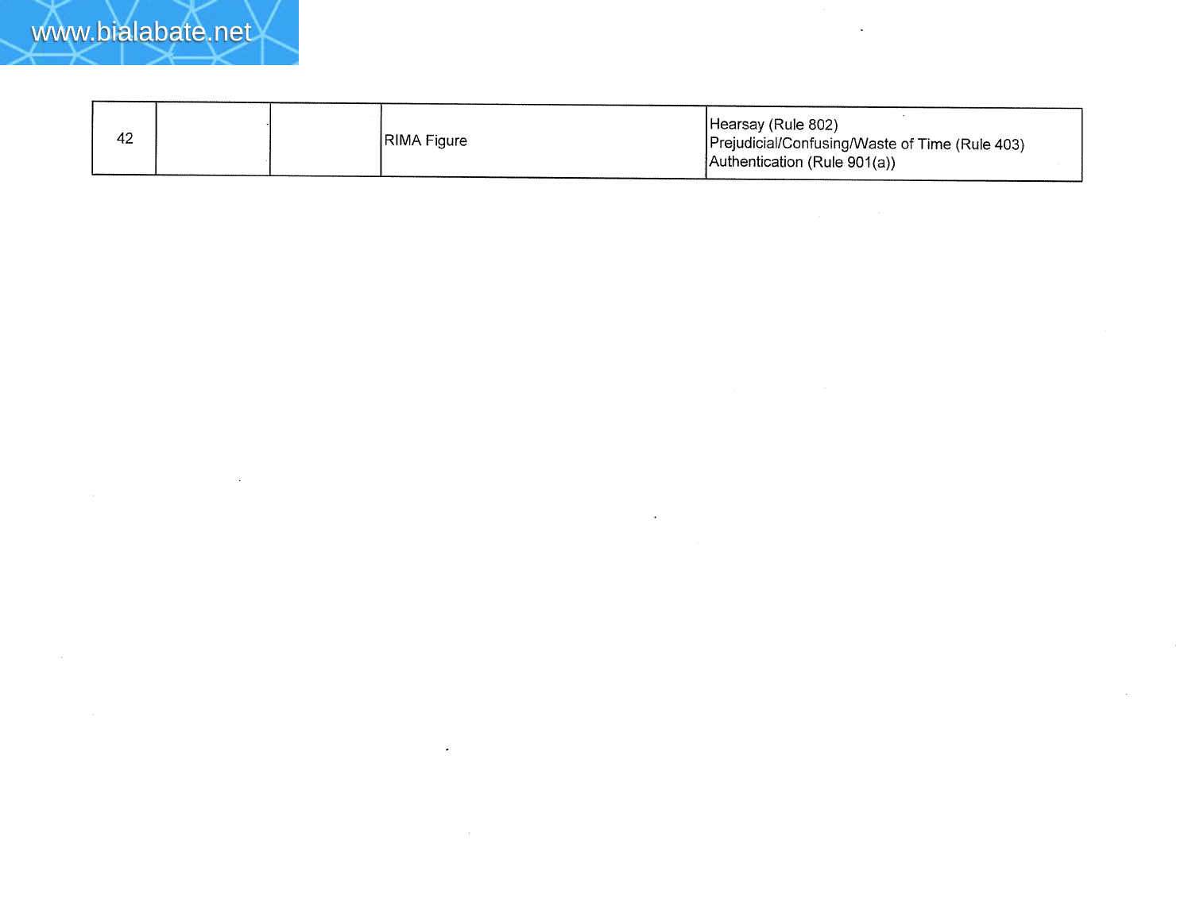| | | | | |
|---|---|---|---|---|
| 42 | | | RIMA Figure | Hearsay (Rule 802)<br>Prejudicial/Confusing/Waste of Time (Rule 403)<br>Authentication (Rule 901(a)) |